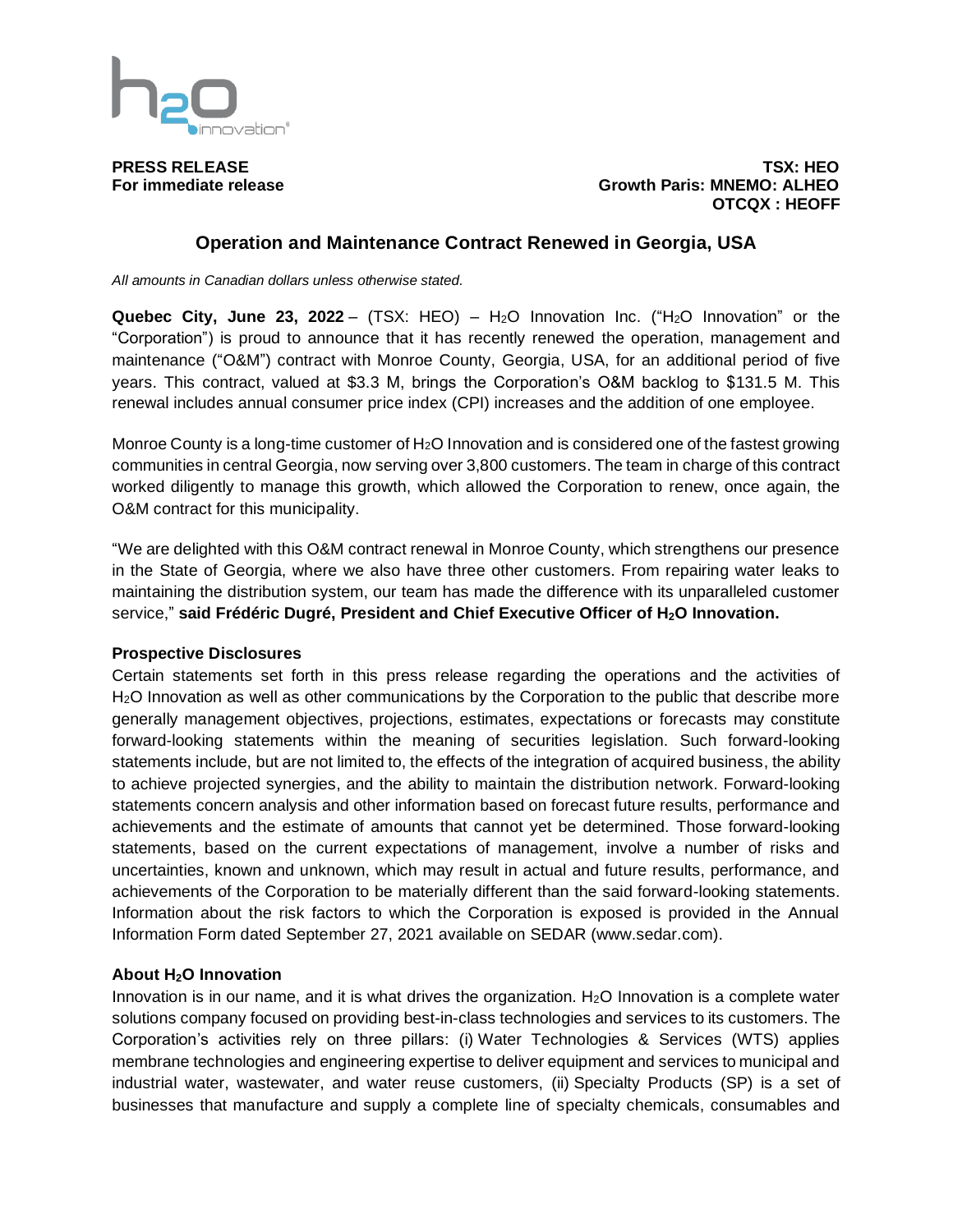**PRESS RELEASE**
**For immediate release**

**TSX: HEO**
**Growth Paris: MNEMO: ALHEO**
**OTCQX : HEOFF**

# Operation and Maintenance Contract Renewed in Georgia, USA

*All amounts in Canadian dollars unless otherwise stated.*

**Quebec City, June 23, 2022** – (TSX: HEO) – $H_2O$ Innovation Inc. ("$H_2O$ Innovation" or the "Corporation") is proud to announce that it has recently renewed the operation, management and maintenance ("O&M") contract with Monroe County, Georgia, USA, for an additional period of five years. This contract, valued at $3.3 M, brings the Corporation's O&M backlog to $131.5 M. This renewal includes annual consumer price index (CPI) increases and the addition of one employee.

Monroe County is a long-time customer of $H_2O$ Innovation and is considered one of the fastest growing communities in central Georgia, now serving over 3,800 customers. The team in charge of this contract worked diligently to manage this growth, which allowed the Corporation to renew, once again, the O&M contract for this municipality.

"We are delighted with this O&M contract renewal in Monroe County, which strengthens our presence in the State of Georgia, where we also have three other customers. From repairing water leaks to maintaining the distribution system, our team has made the difference with its unparalleled customer service," **said Frédéric Dugré, President and Chief Executive Officer of $H_2O$ Innovation.**

### Prospective Disclosures

Certain statements set forth in this press release regarding the operations and the activities of $H_2O$ Innovation as well as other communications by the Corporation to the public that describe more generally management objectives, projections, estimates, expectations or forecasts may constitute forward-looking statements within the meaning of securities legislation. Such forward-looking statements include, but are not limited to, the effects of the integration of acquired business, the ability to achieve projected synergies, and the ability to maintain the distribution network. Forward-looking statements concern analysis and other information based on forecast future results, performance and achievements and the estimate of amounts that cannot yet be determined. Those forward-looking statements, based on the current expectations of management, involve a number of risks and uncertainties, known and unknown, which may result in actual and future results, performance, and achievements of the Corporation to be materially different than the said forward-looking statements. Information about the risk factors to which the Corporation is exposed is provided in the Annual Information Form dated September 27, 2021 available on SEDAR (www.sedar.com).

### About $H_2O$ Innovation

Innovation is in our name, and it is what drives the organization. $H_2O$ Innovation is a complete water solutions company focused on providing best-in-class technologies and services to its customers. The Corporation's activities rely on three pillars: (i) Water Technologies & Services (WTS) applies membrane technologies and engineering expertise to deliver equipment and services to municipal and industrial water, wastewater, and water reuse customers, (ii) Specialty Products (SP) is a set of businesses that manufacture and supply a complete line of specialty chemicals, consumables and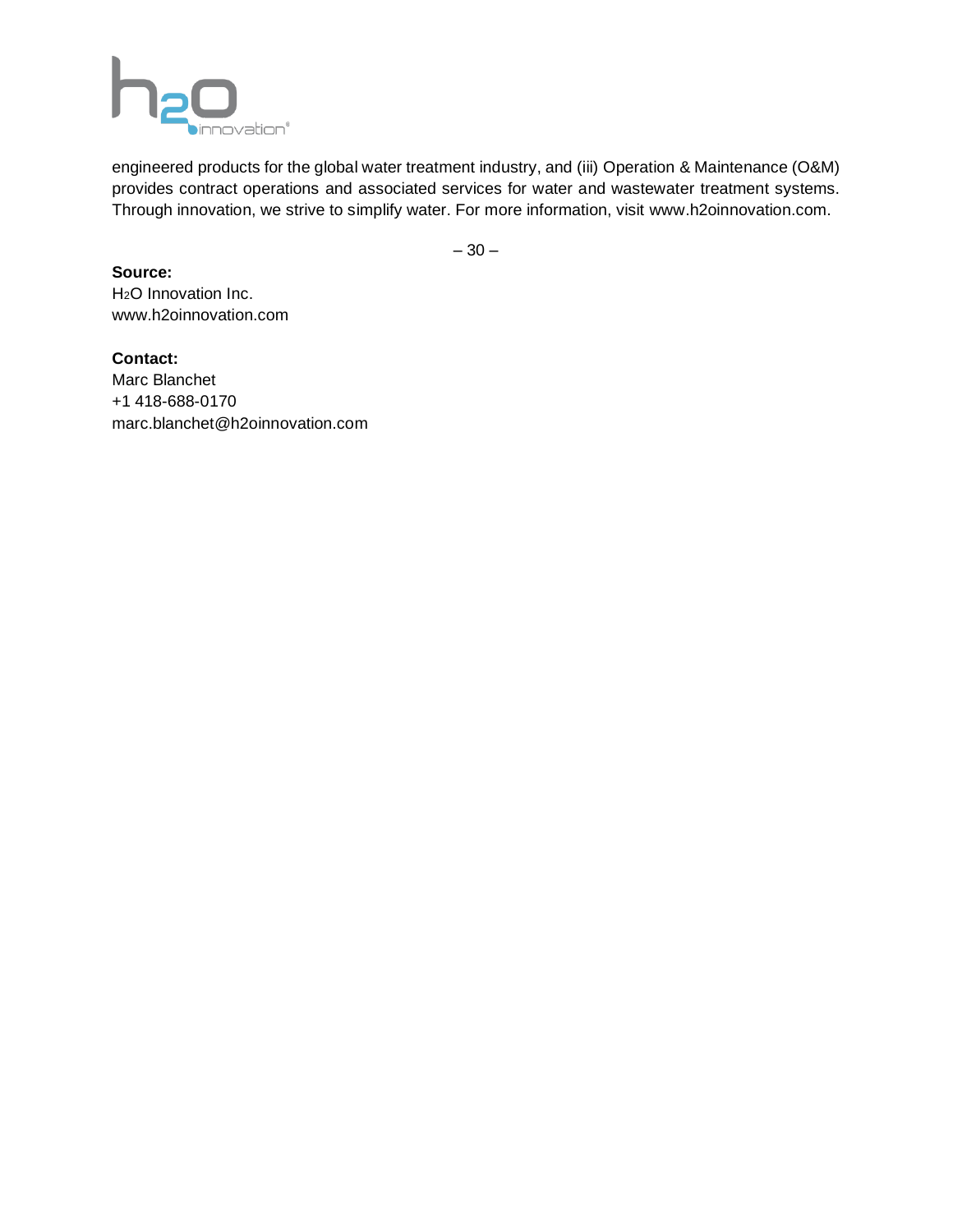engineered products for the global water treatment industry, and (iii) Operation & Maintenance (O&M) provides contract operations and associated services for water and wastewater treatment systems. Through innovation, we strive to simplify water. For more information, visit www.h2oinnovation.com.

– 30 –

**Source:**
$H_2O$ Innovation Inc.
www.h2oinnovation.com

**Contact:**
Marc Blanchet
+1 418-688-0170
marc.blanchet@h2oinnovation.com